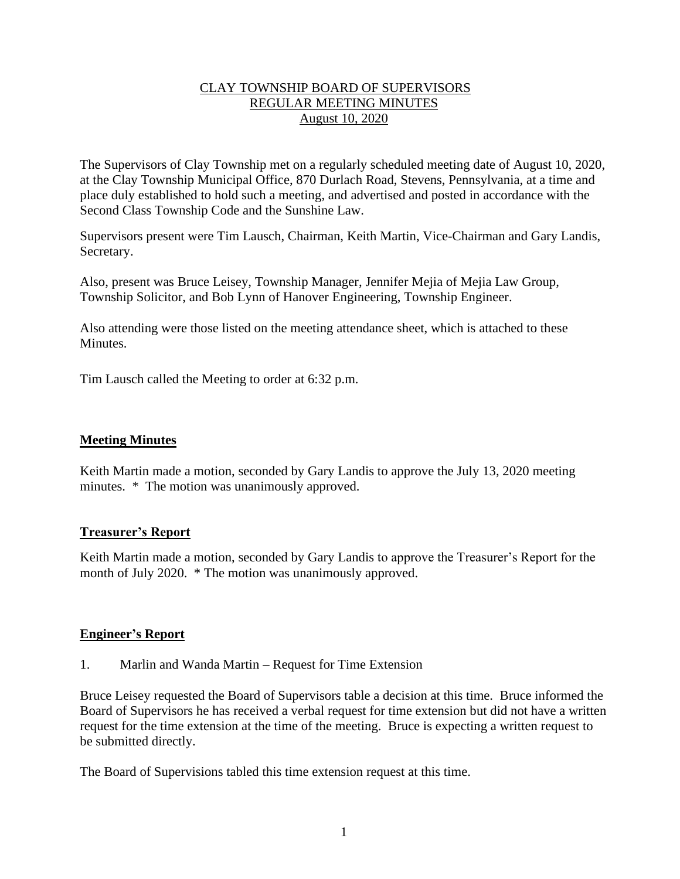# CLAY TOWNSHIP BOARD OF SUPERVISORS
## REGULAR MEETING MINUTES
### August 10, 2020

The Supervisors of Clay Township met on a regularly scheduled meeting date of August 10, 2020, at the Clay Township Municipal Office, 870 Durlach Road, Stevens, Pennsylvania, at a time and place duly established to hold such a meeting, and advertised and posted in accordance with the Second Class Township Code and the Sunshine Law.

Supervisors present were Tim Lausch, Chairman, Keith Martin, Vice-Chairman and Gary Landis, Secretary.

Also, present was Bruce Leisey, Township Manager, Jennifer Mejia of Mejia Law Group, Township Solicitor, and Bob Lynn of Hanover Engineering, Township Engineer.

Also attending were those listed on the meeting attendance sheet, which is attached to these Minutes.

Tim Lausch called the Meeting to order at 6:32 p.m.

**Meeting Minutes**

Keith Martin made a motion, seconded by Gary Landis to approve the July 13, 2020 meeting minutes. * The motion was unanimously approved.

**Treasurer's Report**

Keith Martin made a motion, seconded by Gary Landis to approve the Treasurer's Report for the month of July 2020. * The motion was unanimously approved.

**Engineer's Report**

1. Marlin and Wanda Martin – Request for Time Extension

Bruce Leisey requested the Board of Supervisors table a decision at this time. Bruce informed the Board of Supervisors he has received a verbal request for time extension but did not have a written request for the time extension at the time of the meeting. Bruce is expecting a written request to be submitted directly.

The Board of Supervisions tabled this time extension request at this time.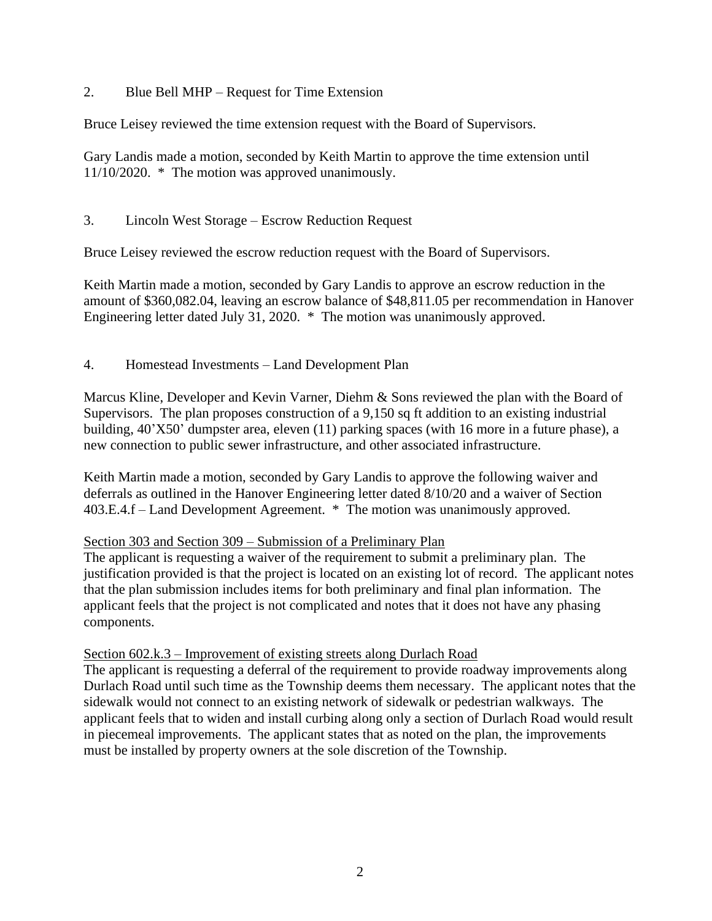2. Blue Bell MHP – Request for Time Extension

Bruce Leisey reviewed the time extension request with the Board of Supervisors.

Gary Landis made a motion, seconded by Keith Martin to approve the time extension until 11/10/2020. * The motion was approved unanimously.

3. Lincoln West Storage – Escrow Reduction Request

Bruce Leisey reviewed the escrow reduction request with the Board of Supervisors.

Keith Martin made a motion, seconded by Gary Landis to approve an escrow reduction in the amount of $360,082.04, leaving an escrow balance of $48,811.05 per recommendation in Hanover Engineering letter dated July 31, 2020. * The motion was unanimously approved.

4. Homestead Investments – Land Development Plan

Marcus Kline, Developer and Kevin Varner, Diehm & Sons reviewed the plan with the Board of Supervisors. The plan proposes construction of a 9,150 sq ft addition to an existing industrial building, 40'X50' dumpster area, eleven (11) parking spaces (with 16 more in a future phase), a new connection to public sewer infrastructure, and other associated infrastructure.

Keith Martin made a motion, seconded by Gary Landis to approve the following waiver and deferrals as outlined in the Hanover Engineering letter dated 8/10/20 and a waiver of Section 403.E.4.f – Land Development Agreement. * The motion was unanimously approved.

<u>Section 303 and Section 309 – Submission of a Preliminary Plan</u>
The applicant is requesting a waiver of the requirement to submit a preliminary plan. The justification provided is that the project is located on an existing lot of record. The applicant notes that the plan submission includes items for both preliminary and final plan information. The applicant feels that the project is not complicated and notes that it does not have any phasing components.

<u>Section 602.k.3 – Improvement of existing streets along Durlach Road</u>
The applicant is requesting a deferral of the requirement to provide roadway improvements along Durlach Road until such time as the Township deems them necessary. The applicant notes that the sidewalk would not connect to an existing network of sidewalk or pedestrian walkways. The applicant feels that to widen and install curbing along only a section of Durlach Road would result in piecemeal improvements. The applicant states that as noted on the plan, the improvements must be installed by property owners at the sole discretion of the Township.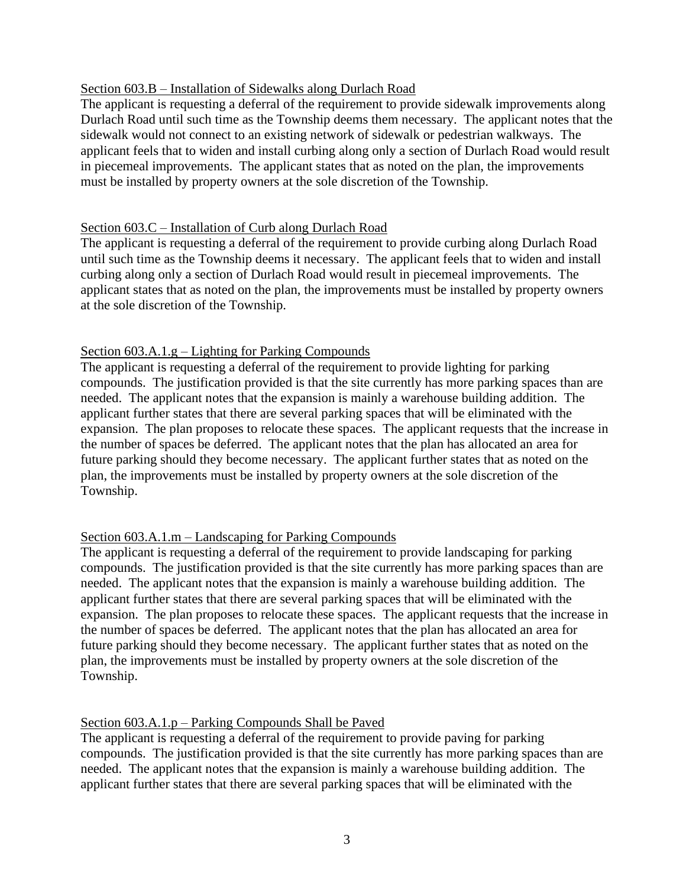<u>Section 603.B – Installation of Sidewalks along Durlach Road</u>

The applicant is requesting a deferral of the requirement to provide sidewalk improvements along Durlach Road until such time as the Township deems them necessary. The applicant notes that the sidewalk would not connect to an existing network of sidewalk or pedestrian walkways. The applicant feels that to widen and install curbing along only a section of Durlach Road would result in piecemeal improvements. The applicant states that as noted on the plan, the improvements must be installed by property owners at the sole discretion of the Township.

<u>Section 603.C – Installation of Curb along Durlach Road</u>

The applicant is requesting a deferral of the requirement to provide curbing along Durlach Road until such time as the Township deems it necessary. The applicant feels that to widen and install curbing along only a section of Durlach Road would result in piecemeal improvements. The applicant states that as noted on the plan, the improvements must be installed by property owners at the sole discretion of the Township.

<u>Section 603.A.1.g – Lighting for Parking Compounds</u>

The applicant is requesting a deferral of the requirement to provide lighting for parking compounds. The justification provided is that the site currently has more parking spaces than are needed. The applicant notes that the expansion is mainly a warehouse building addition. The applicant further states that there are several parking spaces that will be eliminated with the expansion. The plan proposes to relocate these spaces. The applicant requests that the increase in the number of spaces be deferred. The applicant notes that the plan has allocated an area for future parking should they become necessary. The applicant further states that as noted on the plan, the improvements must be installed by property owners at the sole discretion of the Township.

<u>Section 603.A.1.m – Landscaping for Parking Compounds</u>

The applicant is requesting a deferral of the requirement to provide landscaping for parking compounds. The justification provided is that the site currently has more parking spaces than are needed. The applicant notes that the expansion is mainly a warehouse building addition. The applicant further states that there are several parking spaces that will be eliminated with the expansion. The plan proposes to relocate these spaces. The applicant requests that the increase in the number of spaces be deferred. The applicant notes that the plan has allocated an area for future parking should they become necessary. The applicant further states that as noted on the plan, the improvements must be installed by property owners at the sole discretion of the Township.

<u>Section 603.A.1.p – Parking Compounds Shall be Paved</u>

The applicant is requesting a deferral of the requirement to provide paving for parking compounds. The justification provided is that the site currently has more parking spaces than are needed. The applicant notes that the expansion is mainly a warehouse building addition. The applicant further states that there are several parking spaces that will be eliminated with the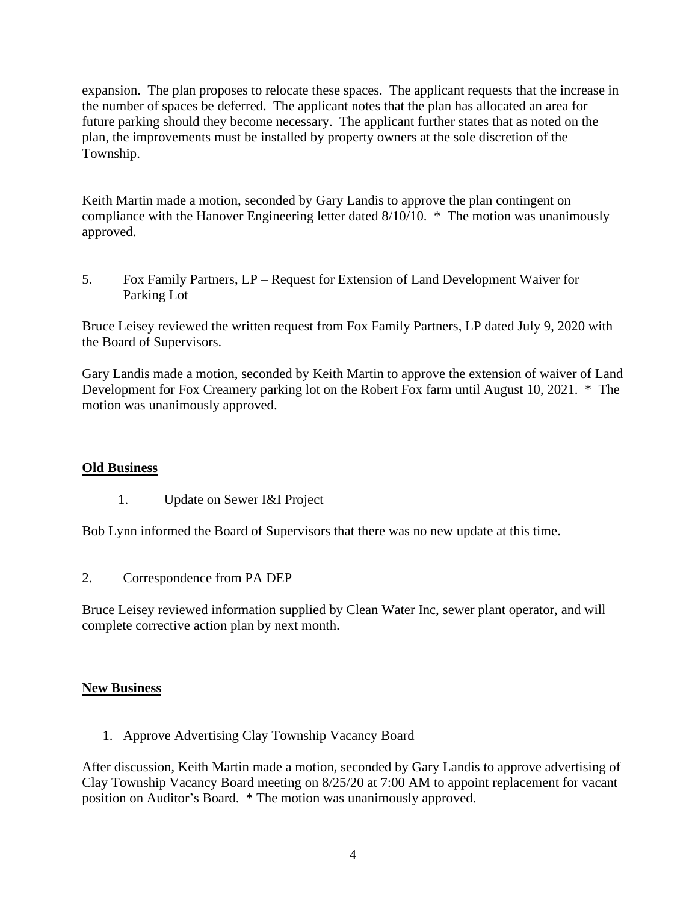expansion. The plan proposes to relocate these spaces. The applicant requests that the increase in the number of spaces be deferred. The applicant notes that the plan has allocated an area for future parking should they become necessary. The applicant further states that as noted on the plan, the improvements must be installed by property owners at the sole discretion of the Township.

Keith Martin made a motion, seconded by Gary Landis to approve the plan contingent on compliance with the Hanover Engineering letter dated 8/10/10. * The motion was unanimously approved.

5. Fox Family Partners, LP – Request for Extension of Land Development Waiver for Parking Lot

Bruce Leisey reviewed the written request from Fox Family Partners, LP dated July 9, 2020 with the Board of Supervisors.

Gary Landis made a motion, seconded by Keith Martin to approve the extension of waiver of Land Development for Fox Creamery parking lot on the Robert Fox farm until August 10, 2021. * The motion was unanimously approved.

**Old Business**

1. Update on Sewer I&I Project

Bob Lynn informed the Board of Supervisors that there was no new update at this time.

2. Correspondence from PA DEP

Bruce Leisey reviewed information supplied by Clean Water Inc, sewer plant operator, and will complete corrective action plan by next month.

**New Business**

1. Approve Advertising Clay Township Vacancy Board

After discussion, Keith Martin made a motion, seconded by Gary Landis to approve advertising of Clay Township Vacancy Board meeting on 8/25/20 at 7:00 AM to appoint replacement for vacant position on Auditor's Board. * The motion was unanimously approved.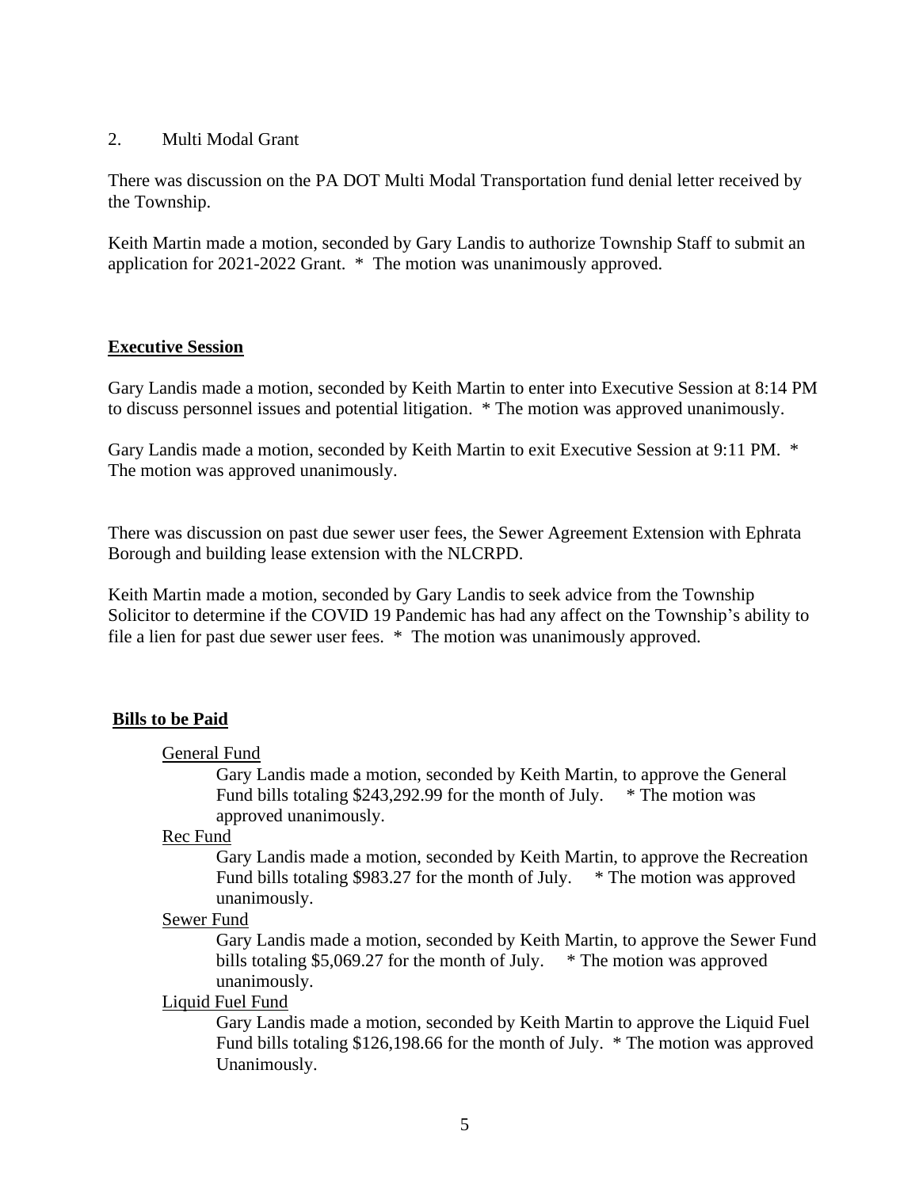2. Multi Modal Grant

There was discussion on the PA DOT Multi Modal Transportation fund denial letter received by the Township.

Keith Martin made a motion, seconded by Gary Landis to authorize Township Staff to submit an application for 2021-2022 Grant. * The motion was unanimously approved.

**Executive Session**

Gary Landis made a motion, seconded by Keith Martin to enter into Executive Session at 8:14 PM to discuss personnel issues and potential litigation. * The motion was approved unanimously.

Gary Landis made a motion, seconded by Keith Martin to exit Executive Session at 9:11 PM. * The motion was approved unanimously.

There was discussion on past due sewer user fees, the Sewer Agreement Extension with Ephrata Borough and building lease extension with the NLCRPD.

Keith Martin made a motion, seconded by Gary Landis to seek advice from the Township Solicitor to determine if the COVID 19 Pandemic has had any affect on the Township's ability to file a lien for past due sewer user fees. * The motion was unanimously approved.

**Bills to be Paid**

General Fund

Gary Landis made a motion, seconded by Keith Martin, to approve the General Fund bills totaling $243,292.99 for the month of July. * The motion was approved unanimously.

Rec Fund

Gary Landis made a motion, seconded by Keith Martin, to approve the Recreation Fund bills totaling $983.27 for the month of July. * The motion was approved unanimously.

Sewer Fund

Gary Landis made a motion, seconded by Keith Martin, to approve the Sewer Fund bills totaling $5,069.27 for the month of July. * The motion was approved unanimously.

Liquid Fuel Fund

Gary Landis made a motion, seconded by Keith Martin to approve the Liquid Fuel Fund bills totaling $126,198.66 for the month of July. * The motion was approved Unanimously.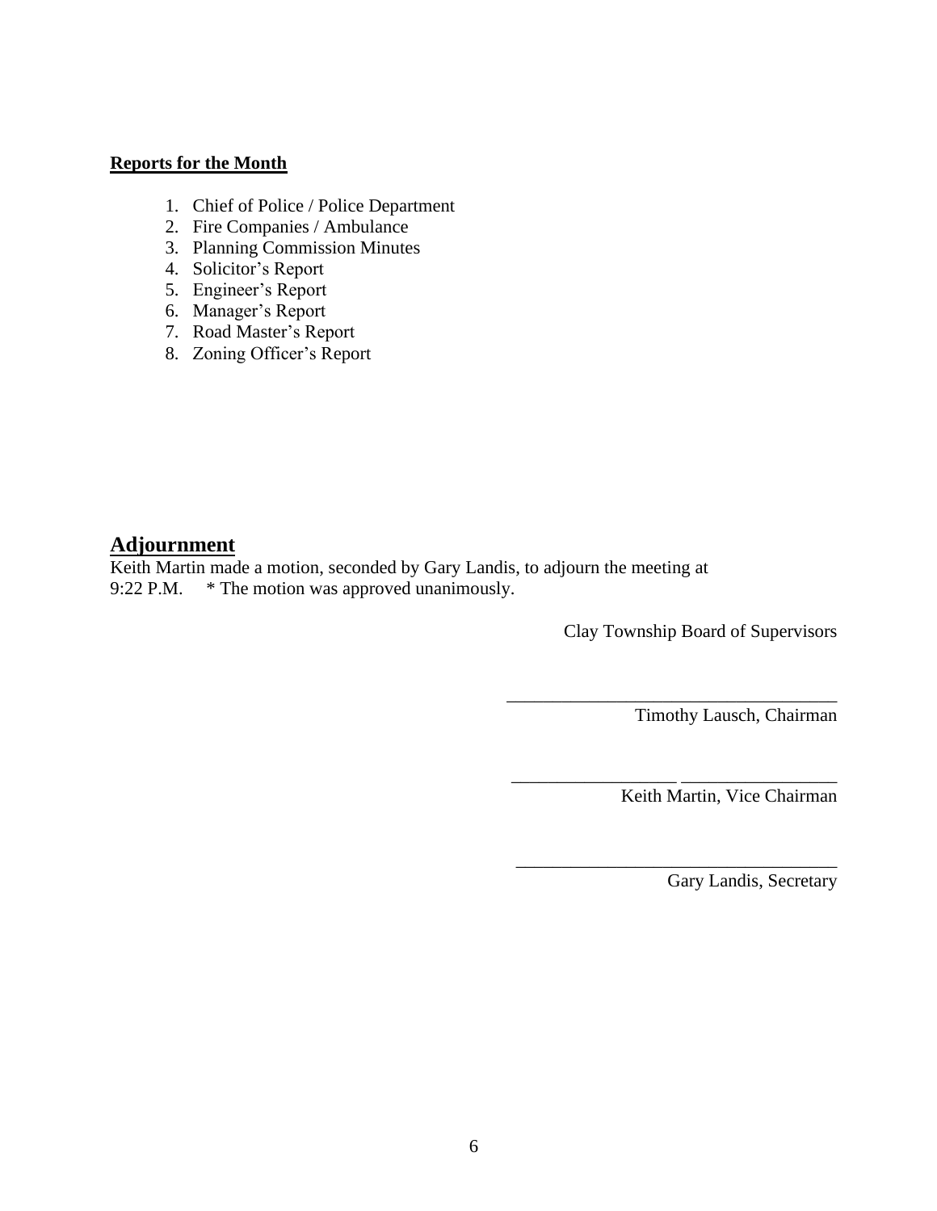**Reports for the Month**

1. Chief of Police / Police Department
2. Fire Companies / Ambulance
3. Planning Commission Minutes
4. Solicitor's Report
5. Engineer's Report
6. Manager's Report
7. Road Master's Report
8. Zoning Officer's Report

## Adjournment

Keith Martin made a motion, seconded by Gary Landis, to adjourn the meeting at 9:22 P.M. * The motion was approved unanimously.

Clay Township Board of Supervisors

_____________________________________
Timothy Lausch, Chairman

_____________________________________
Keith Martin, Vice Chairman

_____________________________________
Gary Landis, Secretary